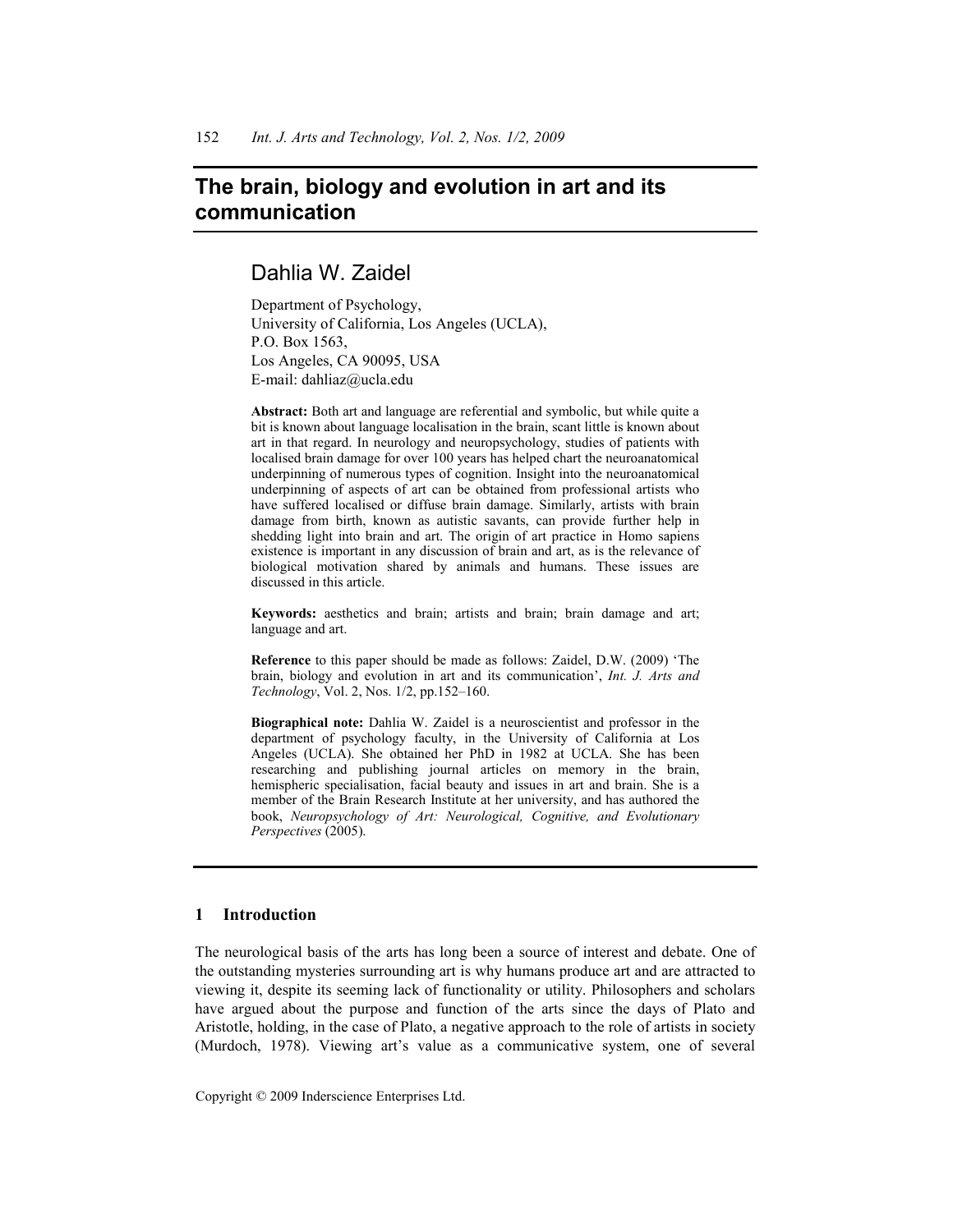# The brain, biology and evolution in art and its communication

## Dahlia W. Zaidel

Department of Psychology,
University of California, Los Angeles (UCLA),
P.O. Box 1563,
Los Angeles, CA 90095, USA
E-mail: dahliaz@ucla.edu

**Abstract:** Both art and language are referential and symbolic, but while quite a bit is known about language localisation in the brain, scant little is known about art in that regard. In neurology and neuropsychology, studies of patients with localised brain damage for over 100 years has helped chart the neuroanatomical underpinning of numerous types of cognition. Insight into the neuroanatomical underpinning of aspects of art can be obtained from professional artists who have suffered localised or diffuse brain damage. Similarly, artists with brain damage from birth, known as autistic savants, can provide further help in shedding light into brain and art. The origin of art practice in Homo sapiens existence is important in any discussion of brain and art, as is the relevance of biological motivation shared by animals and humans. These issues are discussed in this article.

**Keywords:** aesthetics and brain; artists and brain; brain damage and art; language and art.

**Reference** to this paper should be made as follows: Zaidel, D.W. (2009) 'The brain, biology and evolution in art and its communication', *Int. J. Arts and Technology*, Vol. 2, Nos. 1/2, pp.152–160.

**Biographical note:** Dahlia W. Zaidel is a neuroscientist and professor in the department of psychology faculty, in the University of California at Los Angeles (UCLA). She obtained her PhD in 1982 at UCLA. She has been researching and publishing journal articles on memory in the brain, hemispheric specialisation, facial beauty and issues in art and brain. She is a member of the Brain Research Institute at her university, and has authored the book, *Neuropsychology of Art: Neurological, Cognitive, and Evolutionary Perspectives* (2005).

## 1 Introduction

The neurological basis of the arts has long been a source of interest and debate. One of the outstanding mysteries surrounding art is why humans produce art and are attracted to viewing it, despite its seeming lack of functionality or utility. Philosophers and scholars have argued about the purpose and function of the arts since the days of Plato and Aristotle, holding, in the case of Plato, a negative approach to the role of artists in society (Murdoch, 1978). Viewing art's value as a communicative system, one of several

Copyright © 2009 Inderscience Enterprises Ltd.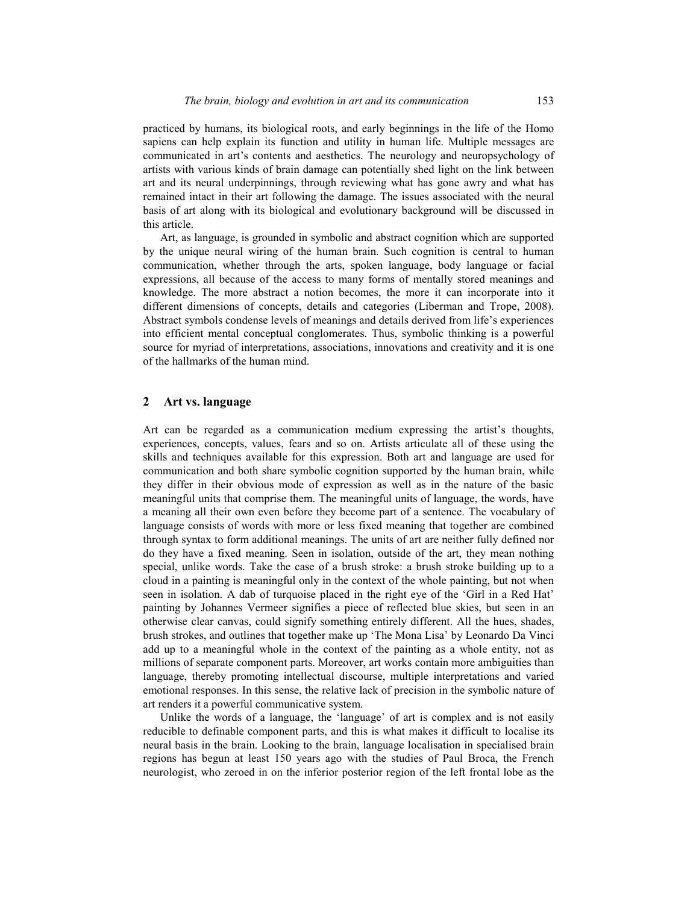practiced by humans, its biological roots, and early beginnings in the life of the Homo sapiens can help explain its function and utility in human life. Multiple messages are communicated in art's contents and aesthetics. The neurology and neuropsychology of artists with various kinds of brain damage can potentially shed light on the link between art and its neural underpinnings, through reviewing what has gone awry and what has remained intact in their art following the damage. The issues associated with the neural basis of art along with its biological and evolutionary background will be discussed in this article.

Art, as language, is grounded in symbolic and abstract cognition which are supported by the unique neural wiring of the human brain. Such cognition is central to human communication, whether through the arts, spoken language, body language or facial expressions, all because of the access to many forms of mentally stored meanings and knowledge. The more abstract a notion becomes, the more it can incorporate into it different dimensions of concepts, details and categories (Liberman and Trope, 2008). Abstract symbols condense levels of meanings and details derived from life's experiences into efficient mental conceptual conglomerates. Thus, symbolic thinking is a powerful source for myriad of interpretations, associations, innovations and creativity and it is one of the hallmarks of the human mind.

## 2 Art vs. language

Art can be regarded as a communication medium expressing the artist's thoughts, experiences, concepts, values, fears and so on. Artists articulate all of these using the skills and techniques available for this expression. Both art and language are used for communication and both share symbolic cognition supported by the human brain, while they differ in their obvious mode of expression as well as in the nature of the basic meaningful units that comprise them. The meaningful units of language, the words, have a meaning all their own even before they become part of a sentence. The vocabulary of language consists of words with more or less fixed meaning that together are combined through syntax to form additional meanings. The units of art are neither fully defined nor do they have a fixed meaning. Seen in isolation, outside of the art, they mean nothing special, unlike words. Take the case of a brush stroke: a brush stroke building up to a cloud in a painting is meaningful only in the context of the whole painting, but not when seen in isolation. A dab of turquoise placed in the right eye of the 'Girl in a Red Hat' painting by Johannes Vermeer signifies a piece of reflected blue skies, but seen in an otherwise clear canvas, could signify something entirely different. All the hues, shades, brush strokes, and outlines that together make up 'The Mona Lisa' by Leonardo Da Vinci add up to a meaningful whole in the context of the painting as a whole entity, not as millions of separate component parts. Moreover, art works contain more ambiguities than language, thereby promoting intellectual discourse, multiple interpretations and varied emotional responses. In this sense, the relative lack of precision in the symbolic nature of art renders it a powerful communicative system.

Unlike the words of a language, the 'language' of art is complex and is not easily reducible to definable component parts, and this is what makes it difficult to localise its neural basis in the brain. Looking to the brain, language localisation in specialised brain regions has begun at least 150 years ago with the studies of Paul Broca, the French neurologist, who zeroed in on the inferior posterior region of the left frontal lobe as the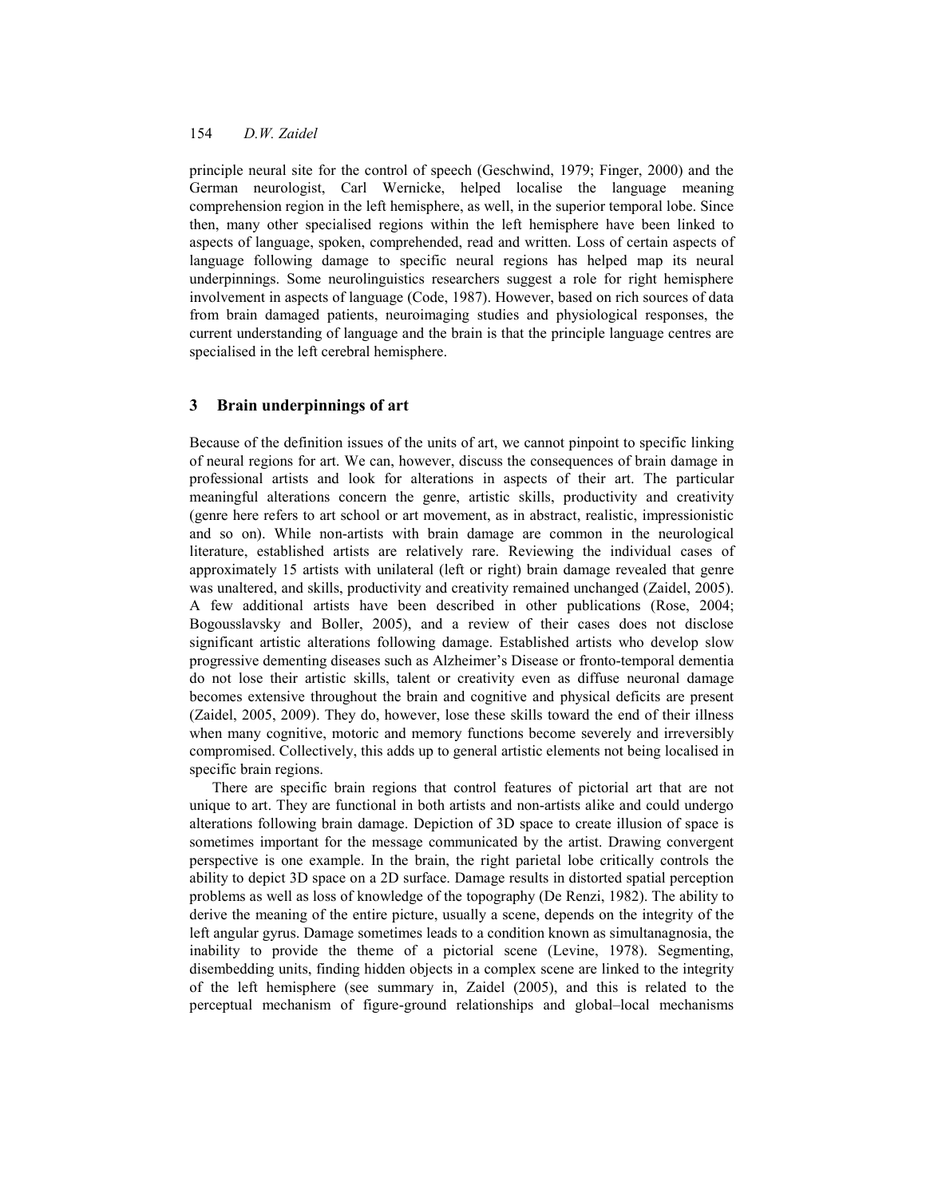principle neural site for the control of speech (Geschwind, 1979; Finger, 2000) and the German neurologist, Carl Wernicke, helped localise the language meaning comprehension region in the left hemisphere, as well, in the superior temporal lobe. Since then, many other specialised regions within the left hemisphere have been linked to aspects of language, spoken, comprehended, read and written. Loss of certain aspects of language following damage to specific neural regions has helped map its neural underpinnings. Some neurolinguistics researchers suggest a role for right hemisphere involvement in aspects of language (Code, 1987). However, based on rich sources of data from brain damaged patients, neuroimaging studies and physiological responses, the current understanding of language and the brain is that the principle language centres are specialised in the left cerebral hemisphere.

## 3 Brain underpinnings of art

Because of the definition issues of the units of art, we cannot pinpoint to specific linking of neural regions for art. We can, however, discuss the consequences of brain damage in professional artists and look for alterations in aspects of their art. The particular meaningful alterations concern the genre, artistic skills, productivity and creativity (genre here refers to art school or art movement, as in abstract, realistic, impressionistic and so on). While non-artists with brain damage are common in the neurological literature, established artists are relatively rare. Reviewing the individual cases of approximately 15 artists with unilateral (left or right) brain damage revealed that genre was unaltered, and skills, productivity and creativity remained unchanged (Zaidel, 2005). A few additional artists have been described in other publications (Rose, 2004; Bogousslavsky and Boller, 2005), and a review of their cases does not disclose significant artistic alterations following damage. Established artists who develop slow progressive dementing diseases such as Alzheimer's Disease or fronto-temporal dementia do not lose their artistic skills, talent or creativity even as diffuse neuronal damage becomes extensive throughout the brain and cognitive and physical deficits are present (Zaidel, 2005, 2009). They do, however, lose these skills toward the end of their illness when many cognitive, motoric and memory functions become severely and irreversibly compromised. Collectively, this adds up to general artistic elements not being localised in specific brain regions.

There are specific brain regions that control features of pictorial art that are not unique to art. They are functional in both artists and non-artists alike and could undergo alterations following brain damage. Depiction of 3D space to create illusion of space is sometimes important for the message communicated by the artist. Drawing convergent perspective is one example. In the brain, the right parietal lobe critically controls the ability to depict 3D space on a 2D surface. Damage results in distorted spatial perception problems as well as loss of knowledge of the topography (De Renzi, 1982). The ability to derive the meaning of the entire picture, usually a scene, depends on the integrity of the left angular gyrus. Damage sometimes leads to a condition known as simultanagnosia, the inability to provide the theme of a pictorial scene (Levine, 1978). Segmenting, disembedding units, finding hidden objects in a complex scene are linked to the integrity of the left hemisphere (see summary in, Zaidel (2005), and this is related to the perceptual mechanism of figure-ground relationships and global–local mechanisms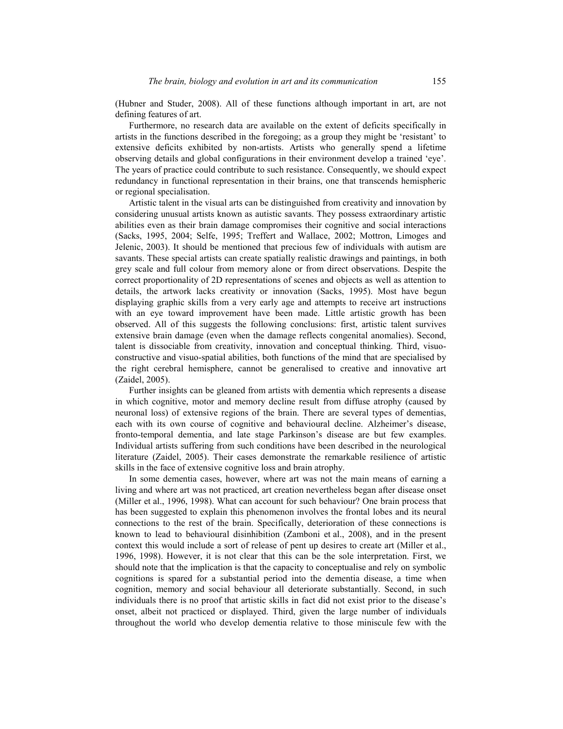(Hubner and Studer, 2008). All of these functions although important in art, are not defining features of art.

Furthermore, no research data are available on the extent of deficits specifically in artists in the functions described in the foregoing; as a group they might be 'resistant' to extensive deficits exhibited by non-artists. Artists who generally spend a lifetime observing details and global configurations in their environment develop a trained 'eye'. The years of practice could contribute to such resistance. Consequently, we should expect redundancy in functional representation in their brains, one that transcends hemispheric or regional specialisation.

Artistic talent in the visual arts can be distinguished from creativity and innovation by considering unusual artists known as autistic savants. They possess extraordinary artistic abilities even as their brain damage compromises their cognitive and social interactions (Sacks, 1995, 2004; Selfe, 1995; Treffert and Wallace, 2002; Mottron, Limoges and Jelenic, 2003). It should be mentioned that precious few of individuals with autism are savants. These special artists can create spatially realistic drawings and paintings, in both grey scale and full colour from memory alone or from direct observations. Despite the correct proportionality of 2D representations of scenes and objects as well as attention to details, the artwork lacks creativity or innovation (Sacks, 1995). Most have begun displaying graphic skills from a very early age and attempts to receive art instructions with an eye toward improvement have been made. Little artistic growth has been observed. All of this suggests the following conclusions: first, artistic talent survives extensive brain damage (even when the damage reflects congenital anomalies). Second, talent is dissociable from creativity, innovation and conceptual thinking. Third, visuo-constructive and visuo-spatial abilities, both functions of the mind that are specialised by the right cerebral hemisphere, cannot be generalised to creative and innovative art (Zaidel, 2005).

Further insights can be gleaned from artists with dementia which represents a disease in which cognitive, motor and memory decline result from diffuse atrophy (caused by neuronal loss) of extensive regions of the brain. There are several types of dementias, each with its own course of cognitive and behavioural decline. Alzheimer's disease, fronto-temporal dementia, and late stage Parkinson's disease are but few examples. Individual artists suffering from such conditions have been described in the neurological literature (Zaidel, 2005). Their cases demonstrate the remarkable resilience of artistic skills in the face of extensive cognitive loss and brain atrophy.

In some dementia cases, however, where art was not the main means of earning a living and where art was not practiced, art creation nevertheless began after disease onset (Miller et al., 1996, 1998). What can account for such behaviour? One brain process that has been suggested to explain this phenomenon involves the frontal lobes and its neural connections to the rest of the brain. Specifically, deterioration of these connections is known to lead to behavioural disinhibition (Zamboni et al., 2008), and in the present context this would include a sort of release of pent up desires to create art (Miller et al., 1996, 1998). However, it is not clear that this can be the sole interpretation. First, we should note that the implication is that the capacity to conceptualise and rely on symbolic cognitions is spared for a substantial period into the dementia disease, a time when cognition, memory and social behaviour all deteriorate substantially. Second, in such individuals there is no proof that artistic skills in fact did not exist prior to the disease's onset, albeit not practiced or displayed. Third, given the large number of individuals throughout the world who develop dementia relative to those miniscule few with the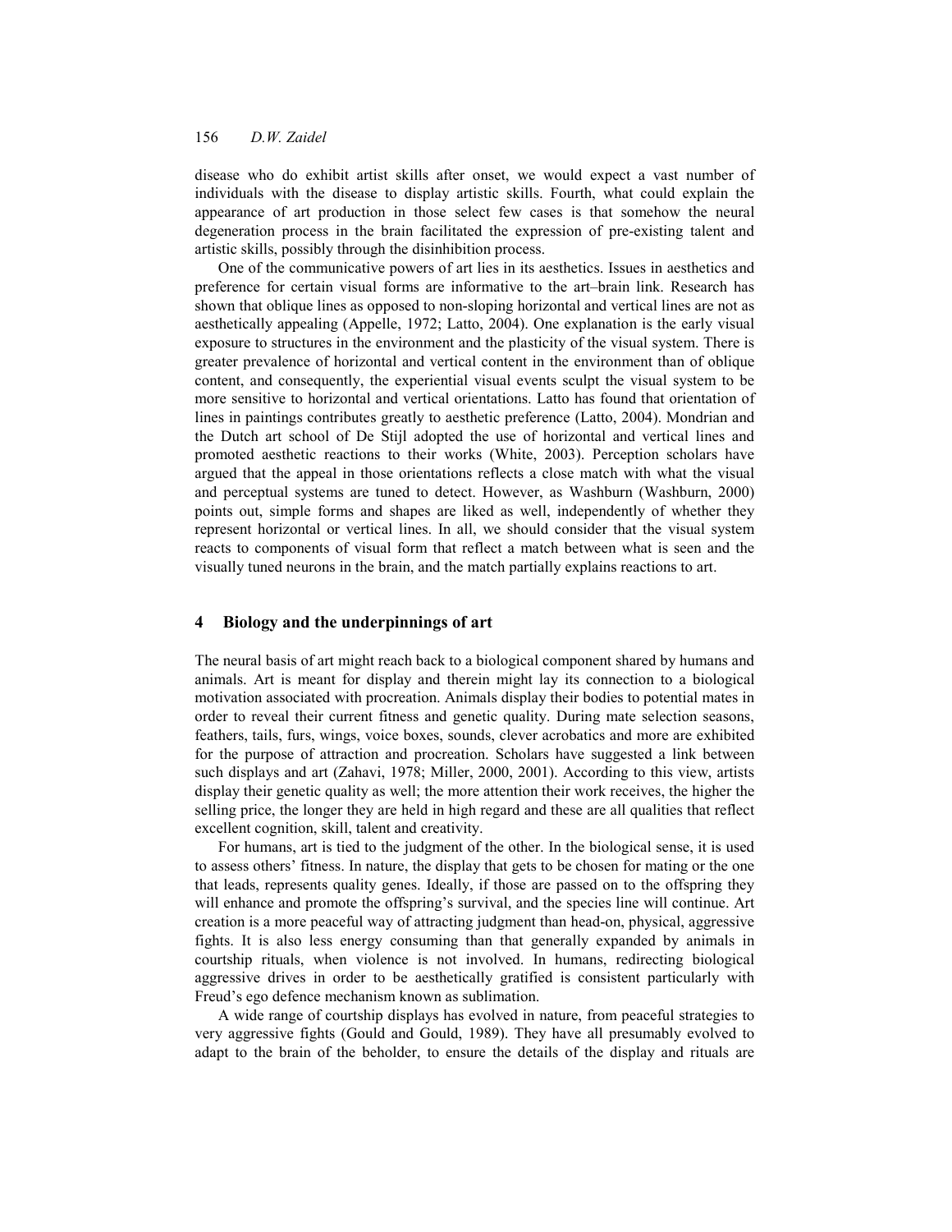disease who do exhibit artist skills after onset, we would expect a vast number of individuals with the disease to display artistic skills. Fourth, what could explain the appearance of art production in those select few cases is that somehow the neural degeneration process in the brain facilitated the expression of pre-existing talent and artistic skills, possibly through the disinhibition process.

One of the communicative powers of art lies in its aesthetics. Issues in aesthetics and preference for certain visual forms are informative to the art–brain link. Research has shown that oblique lines as opposed to non-sloping horizontal and vertical lines are not as aesthetically appealing (Appelle, 1972; Latto, 2004). One explanation is the early visual exposure to structures in the environment and the plasticity of the visual system. There is greater prevalence of horizontal and vertical content in the environment than of oblique content, and consequently, the experiential visual events sculpt the visual system to be more sensitive to horizontal and vertical orientations. Latto has found that orientation of lines in paintings contributes greatly to aesthetic preference (Latto, 2004). Mondrian and the Dutch art school of De Stijl adopted the use of horizontal and vertical lines and promoted aesthetic reactions to their works (White, 2003). Perception scholars have argued that the appeal in those orientations reflects a close match with what the visual and perceptual systems are tuned to detect. However, as Washburn (Washburn, 2000) points out, simple forms and shapes are liked as well, independently of whether they represent horizontal or vertical lines. In all, we should consider that the visual system reacts to components of visual form that reflect a match between what is seen and the visually tuned neurons in the brain, and the match partially explains reactions to art.

## 4 Biology and the underpinnings of art

The neural basis of art might reach back to a biological component shared by humans and animals. Art is meant for display and therein might lay its connection to a biological motivation associated with procreation. Animals display their bodies to potential mates in order to reveal their current fitness and genetic quality. During mate selection seasons, feathers, tails, furs, wings, voice boxes, sounds, clever acrobatics and more are exhibited for the purpose of attraction and procreation. Scholars have suggested a link between such displays and art (Zahavi, 1978; Miller, 2000, 2001). According to this view, artists display their genetic quality as well; the more attention their work receives, the higher the selling price, the longer they are held in high regard and these are all qualities that reflect excellent cognition, skill, talent and creativity.

For humans, art is tied to the judgment of the other. In the biological sense, it is used to assess others' fitness. In nature, the display that gets to be chosen for mating or the one that leads, represents quality genes. Ideally, if those are passed on to the offspring they will enhance and promote the offspring's survival, and the species line will continue. Art creation is a more peaceful way of attracting judgment than head-on, physical, aggressive fights. It is also less energy consuming than that generally expanded by animals in courtship rituals, when violence is not involved. In humans, redirecting biological aggressive drives in order to be aesthetically gratified is consistent particularly with Freud's ego defence mechanism known as sublimation.

A wide range of courtship displays has evolved in nature, from peaceful strategies to very aggressive fights (Gould and Gould, 1989). They have all presumably evolved to adapt to the brain of the beholder, to ensure the details of the display and rituals are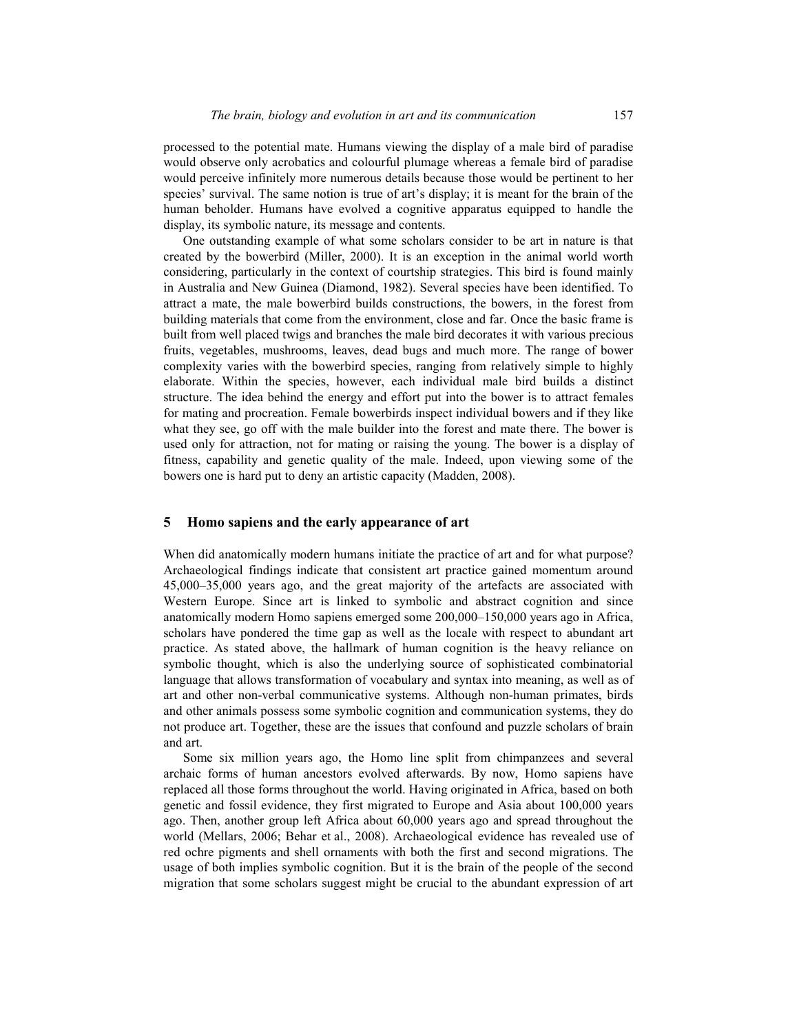processed to the potential mate. Humans viewing the display of a male bird of paradise would observe only acrobatics and colourful plumage whereas a female bird of paradise would perceive infinitely more numerous details because those would be pertinent to her species' survival. The same notion is true of art's display; it is meant for the brain of the human beholder. Humans have evolved a cognitive apparatus equipped to handle the display, its symbolic nature, its message and contents.

One outstanding example of what some scholars consider to be art in nature is that created by the bowerbird (Miller, 2000). It is an exception in the animal world worth considering, particularly in the context of courtship strategies. This bird is found mainly in Australia and New Guinea (Diamond, 1982). Several species have been identified. To attract a mate, the male bowerbird builds constructions, the bowers, in the forest from building materials that come from the environment, close and far. Once the basic frame is built from well placed twigs and branches the male bird decorates it with various precious fruits, vegetables, mushrooms, leaves, dead bugs and much more. The range of bower complexity varies with the bowerbird species, ranging from relatively simple to highly elaborate. Within the species, however, each individual male bird builds a distinct structure. The idea behind the energy and effort put into the bower is to attract females for mating and procreation. Female bowerbirds inspect individual bowers and if they like what they see, go off with the male builder into the forest and mate there. The bower is used only for attraction, not for mating or raising the young. The bower is a display of fitness, capability and genetic quality of the male. Indeed, upon viewing some of the bowers one is hard put to deny an artistic capacity (Madden, 2008).

## 5 Homo sapiens and the early appearance of art

When did anatomically modern humans initiate the practice of art and for what purpose? Archaeological findings indicate that consistent art practice gained momentum around 45,000–35,000 years ago, and the great majority of the artefacts are associated with Western Europe. Since art is linked to symbolic and abstract cognition and since anatomically modern Homo sapiens emerged some 200,000–150,000 years ago in Africa, scholars have pondered the time gap as well as the locale with respect to abundant art practice. As stated above, the hallmark of human cognition is the heavy reliance on symbolic thought, which is also the underlying source of sophisticated combinatorial language that allows transformation of vocabulary and syntax into meaning, as well as of art and other non-verbal communicative systems. Although non-human primates, birds and other animals possess some symbolic cognition and communication systems, they do not produce art. Together, these are the issues that confound and puzzle scholars of brain and art.

Some six million years ago, the Homo line split from chimpanzees and several archaic forms of human ancestors evolved afterwards. By now, Homo sapiens have replaced all those forms throughout the world. Having originated in Africa, based on both genetic and fossil evidence, they first migrated to Europe and Asia about 100,000 years ago. Then, another group left Africa about 60,000 years ago and spread throughout the world (Mellars, 2006; Behar et al., 2008). Archaeological evidence has revealed use of red ochre pigments and shell ornaments with both the first and second migrations. The usage of both implies symbolic cognition. But it is the brain of the people of the second migration that some scholars suggest might be crucial to the abundant expression of art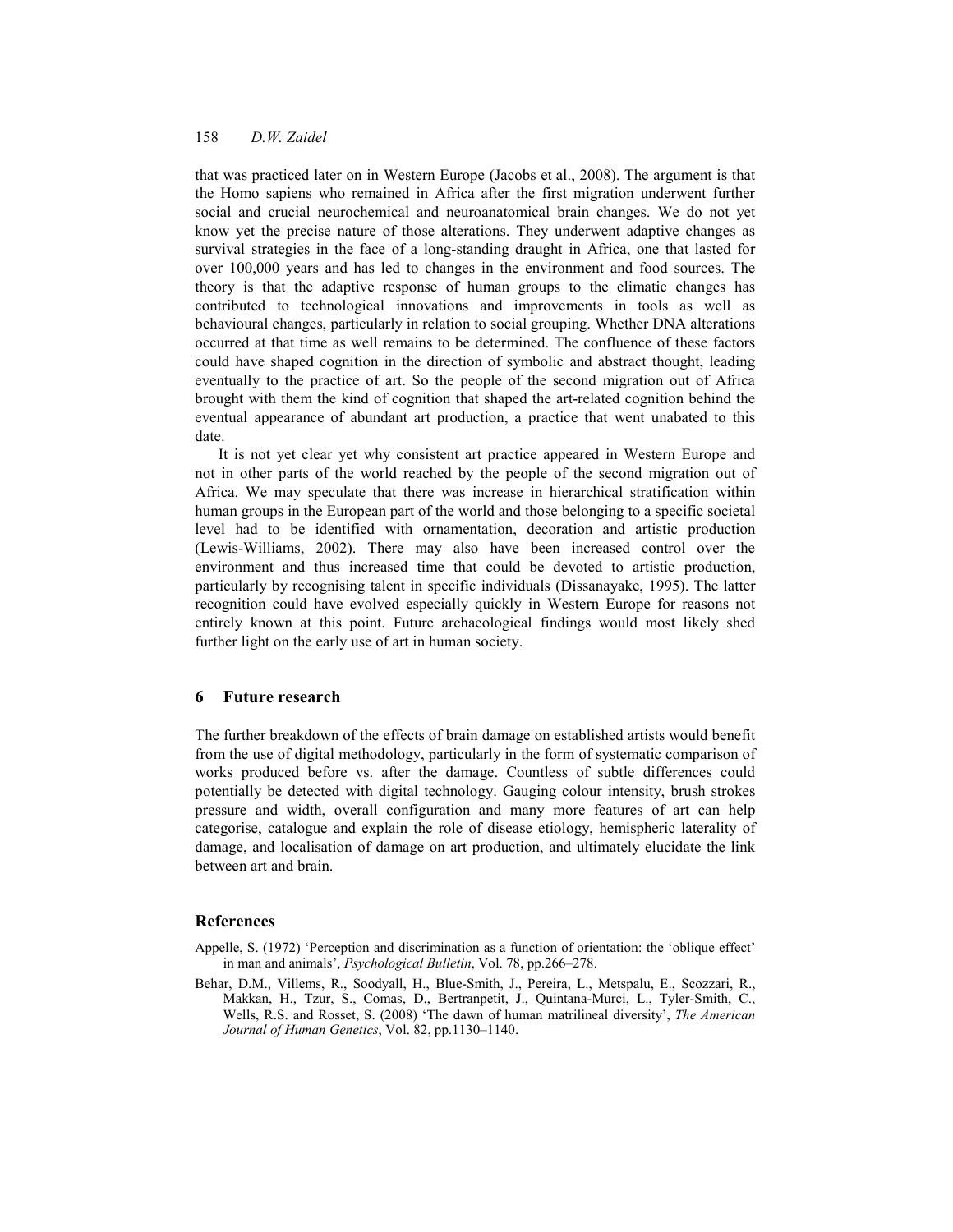that was practiced later on in Western Europe (Jacobs et al., 2008). The argument is that the Homo sapiens who remained in Africa after the first migration underwent further social and crucial neurochemical and neuroanatomical brain changes. We do not yet know yet the precise nature of those alterations. They underwent adaptive changes as survival strategies in the face of a long-standing draught in Africa, one that lasted for over 100,000 years and has led to changes in the environment and food sources. The theory is that the adaptive response of human groups to the climatic changes has contributed to technological innovations and improvements in tools as well as behavioural changes, particularly in relation to social grouping. Whether DNA alterations occurred at that time as well remains to be determined. The confluence of these factors could have shaped cognition in the direction of symbolic and abstract thought, leading eventually to the practice of art. So the people of the second migration out of Africa brought with them the kind of cognition that shaped the art-related cognition behind the eventual appearance of abundant art production, a practice that went unabated to this date.

It is not yet clear yet why consistent art practice appeared in Western Europe and not in other parts of the world reached by the people of the second migration out of Africa. We may speculate that there was increase in hierarchical stratification within human groups in the European part of the world and those belonging to a specific societal level had to be identified with ornamentation, decoration and artistic production (Lewis-Williams, 2002). There may also have been increased control over the environment and thus increased time that could be devoted to artistic production, particularly by recognising talent in specific individuals (Dissanayake, 1995). The latter recognition could have evolved especially quickly in Western Europe for reasons not entirely known at this point. Future archaeological findings would most likely shed further light on the early use of art in human society.

## 6 Future research

The further breakdown of the effects of brain damage on established artists would benefit from the use of digital methodology, particularly in the form of systematic comparison of works produced before vs. after the damage. Countless of subtle differences could potentially be detected with digital technology. Gauging colour intensity, brush strokes pressure and width, overall configuration and many more features of art can help categorise, catalogue and explain the role of disease etiology, hemispheric laterality of damage, and localisation of damage on art production, and ultimately elucidate the link between art and brain.

## References

Appelle, S. (1972) 'Perception and discrimination as a function of orientation: the 'oblique effect' in man and animals', *Psychological Bulletin*, Vol. 78, pp.266–278.

Behar, D.M., Villems, R., Soodyall, H., Blue-Smith, J., Pereira, L., Metspalu, E., Scozzari, R., Makkan, H., Tzur, S., Comas, D., Bertranpetit, J., Quintana-Murci, L., Tyler-Smith, C., Wells, R.S. and Rosset, S. (2008) 'The dawn of human matrilineal diversity', *The American Journal of Human Genetics*, Vol. 82, pp.1130–1140.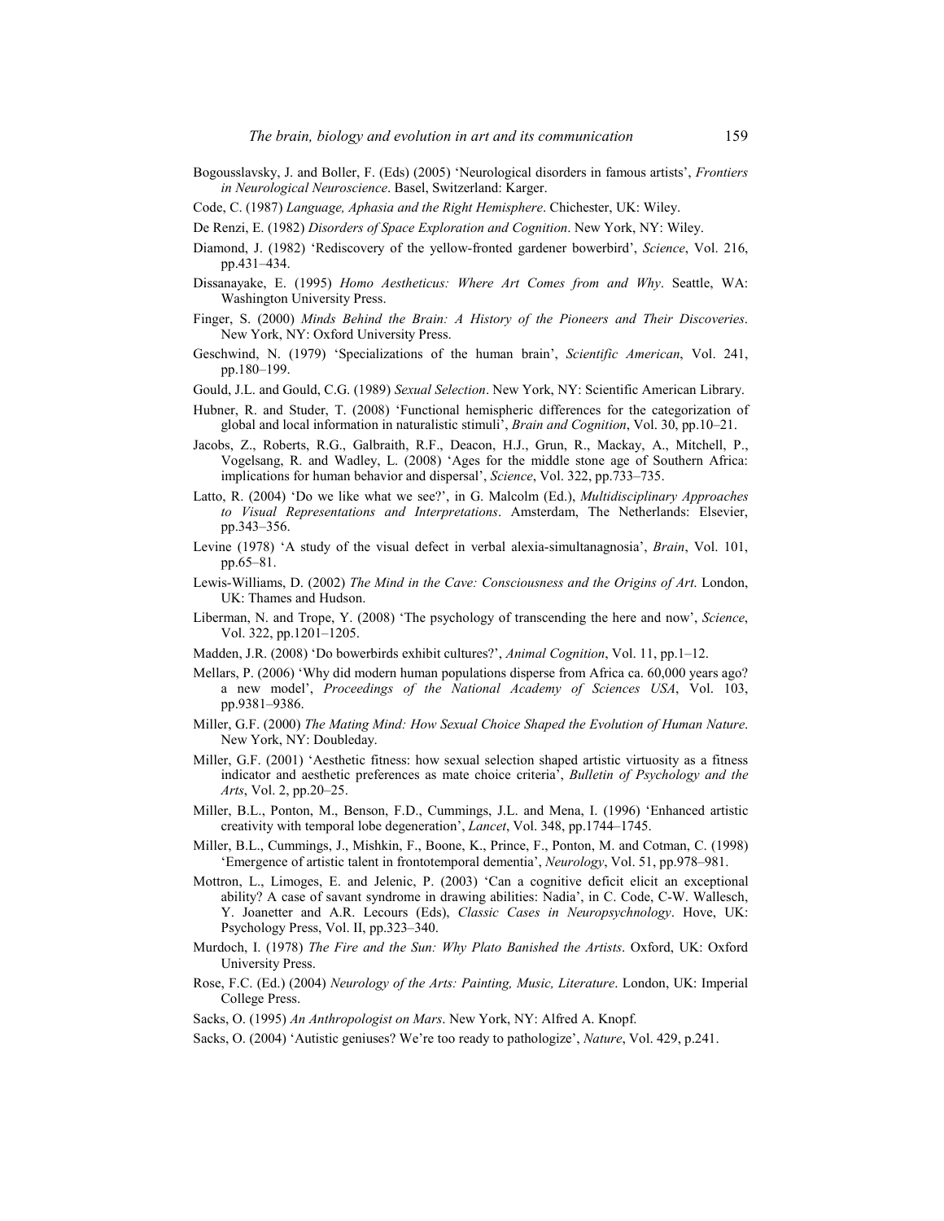Bogousslavsky, J. and Boller, F. (Eds) (2005) 'Neurological disorders in famous artists', *Frontiers in Neurological Neuroscience*. Basel, Switzerland: Karger.

Code, C. (1987) *Language, Aphasia and the Right Hemisphere*. Chichester, UK: Wiley.

De Renzi, E. (1982) *Disorders of Space Exploration and Cognition*. New York, NY: Wiley.

Diamond, J. (1982) 'Rediscovery of the yellow-fronted gardener bowerbird', *Science*, Vol. 216, pp.431–434.

Dissanayake, E. (1995) *Homo Aestheticus: Where Art Comes from and Why*. Seattle, WA: Washington University Press.

Finger, S. (2000) *Minds Behind the Brain: A History of the Pioneers and Their Discoveries*. New York, NY: Oxford University Press.

Geschwind, N. (1979) 'Specializations of the human brain', *Scientific American*, Vol. 241, pp.180–199.

Gould, J.L. and Gould, C.G. (1989) *Sexual Selection*. New York, NY: Scientific American Library.

Hubner, R. and Studer, T. (2008) 'Functional hemispheric differences for the categorization of global and local information in naturalistic stimuli', *Brain and Cognition*, Vol. 30, pp.10–21.

Jacobs, Z., Roberts, R.G., Galbraith, R.F., Deacon, H.J., Grun, R., Mackay, A., Mitchell, P., Vogelsang, R. and Wadley, L. (2008) 'Ages for the middle stone age of Southern Africa: implications for human behavior and dispersal', *Science*, Vol. 322, pp.733–735.

Latto, R. (2004) 'Do we like what we see?', in G. Malcolm (Ed.), *Multidisciplinary Approaches to Visual Representations and Interpretations*. Amsterdam, The Netherlands: Elsevier, pp.343–356.

Levine (1978) 'A study of the visual defect in verbal alexia-simultanagnosia', *Brain*, Vol. 101, pp.65–81.

Lewis-Williams, D. (2002) *The Mind in the Cave: Consciousness and the Origins of Art*. London, UK: Thames and Hudson.

Liberman, N. and Trope, Y. (2008) 'The psychology of transcending the here and now', *Science*, Vol. 322, pp.1201–1205.

Madden, J.R. (2008) 'Do bowerbirds exhibit cultures?', *Animal Cognition*, Vol. 11, pp.1–12.

Mellars, P. (2006) 'Why did modern human populations disperse from Africa ca. 60,000 years ago? a new model', *Proceedings of the National Academy of Sciences USA*, Vol. 103, pp.9381–9386.

Miller, G.F. (2000) *The Mating Mind: How Sexual Choice Shaped the Evolution of Human Nature*. New York, NY: Doubleday.

Miller, G.F. (2001) 'Aesthetic fitness: how sexual selection shaped artistic virtuosity as a fitness indicator and aesthetic preferences as mate choice criteria', *Bulletin of Psychology and the Arts*, Vol. 2, pp.20–25.

Miller, B.L., Ponton, M., Benson, F.D., Cummings, J.L. and Mena, I. (1996) 'Enhanced artistic creativity with temporal lobe degeneration', *Lancet*, Vol. 348, pp.1744–1745.

Miller, B.L., Cummings, J., Mishkin, F., Boone, K., Prince, F., Ponton, M. and Cotman, C. (1998) 'Emergence of artistic talent in frontotemporal dementia', *Neurology*, Vol. 51, pp.978–981.

Mottron, L., Limoges, E. and Jelenic, P. (2003) 'Can a cognitive deficit elicit an exceptional ability? A case of savant syndrome in drawing abilities: Nadia', in C. Code, C-W. Wallesch, Y. Joanetter and A.R. Lecours (Eds), *Classic Cases in Neuropsychnology*. Hove, UK: Psychology Press, Vol. II, pp.323–340.

Murdoch, I. (1978) *The Fire and the Sun: Why Plato Banished the Artists*. Oxford, UK: Oxford University Press.

Rose, F.C. (Ed.) (2004) *Neurology of the Arts: Painting, Music, Literature*. London, UK: Imperial College Press.

Sacks, O. (1995) *An Anthropologist on Mars*. New York, NY: Alfred A. Knopf.

Sacks, O. (2004) 'Autistic geniuses? We're too ready to pathologize', *Nature*, Vol. 429, p.241.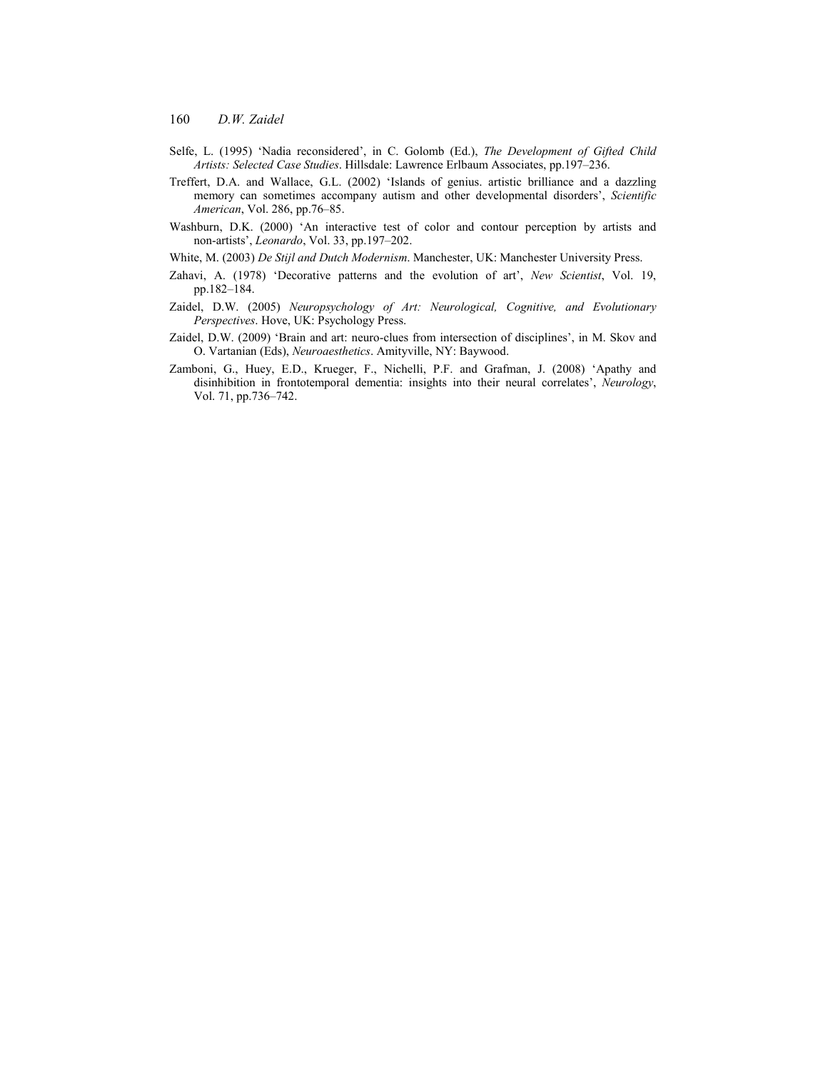Selfe, L. (1995) 'Nadia reconsidered', in C. Golomb (Ed.), *The Development of Gifted Child Artists: Selected Case Studies*. Hillsdale: Lawrence Erlbaum Associates, pp.197–236.

Treffert, D.A. and Wallace, G.L. (2002) 'Islands of genius. artistic brilliance and a dazzling memory can sometimes accompany autism and other developmental disorders', *Scientific American*, Vol. 286, pp.76–85.

Washburn, D.K. (2000) 'An interactive test of color and contour perception by artists and non-artists', *Leonardo*, Vol. 33, pp.197–202.

White, M. (2003) *De Stijl and Dutch Modernism*. Manchester, UK: Manchester University Press.

Zahavi, A. (1978) 'Decorative patterns and the evolution of art', *New Scientist*, Vol. 19, pp.182–184.

Zaidel, D.W. (2005) *Neuropsychology of Art: Neurological, Cognitive, and Evolutionary Perspectives*. Hove, UK: Psychology Press.

Zaidel, D.W. (2009) 'Brain and art: neuro-clues from intersection of disciplines', in M. Skov and O. Vartanian (Eds), *Neuroaesthetics*. Amityville, NY: Baywood.

Zamboni, G., Huey, E.D., Krueger, F., Nichelli, P.F. and Grafman, J. (2008) 'Apathy and disinhibition in frontotemporal dementia: insights into their neural correlates', *Neurology*, Vol. 71, pp.736–742.